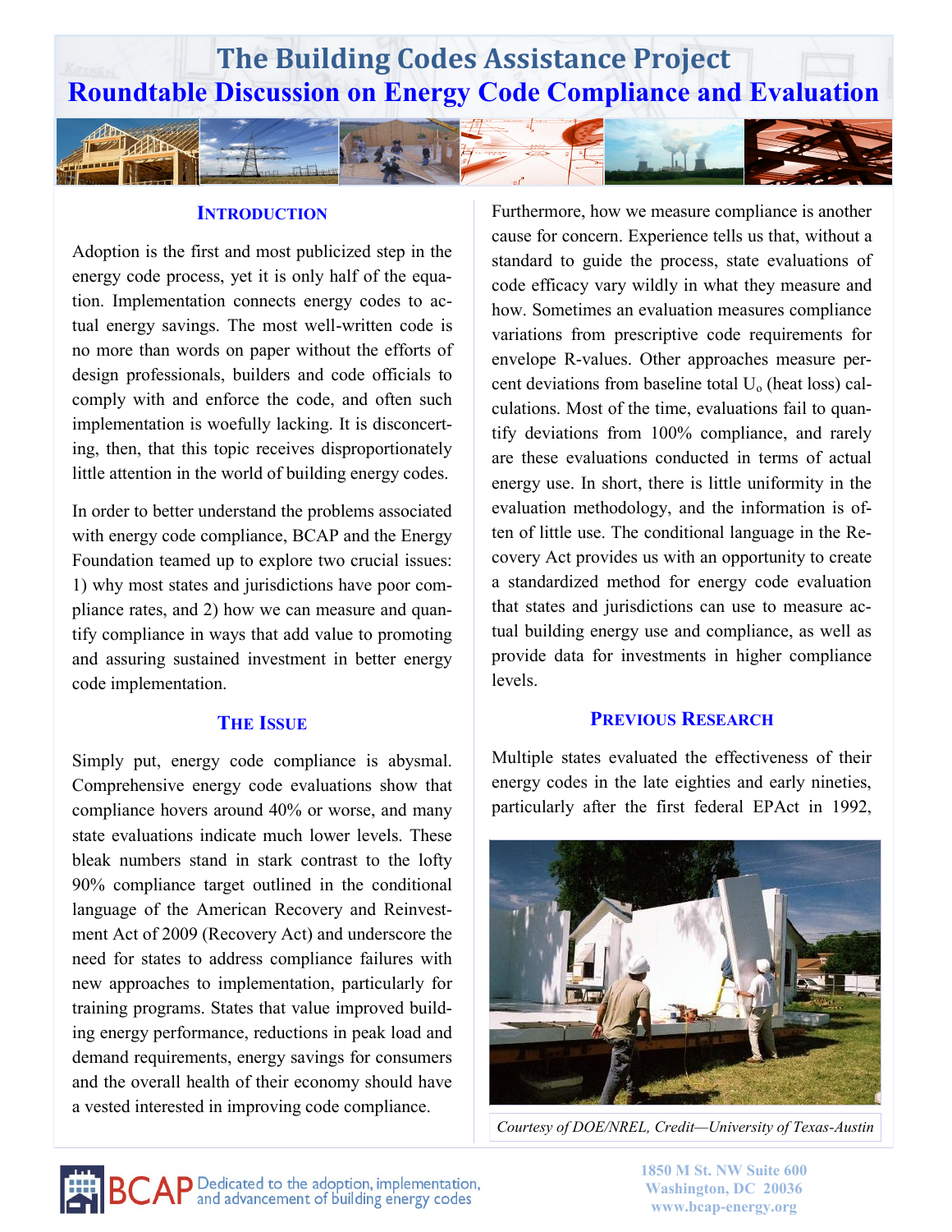# The Building Codes Assistance Project

## Roundtable Discussion on Energy Code Compliance and Evaluation

### Introduction

Adoption is the first and most publicized step in the energy code process, yet it is only half of the equation. Implementation connects energy codes to actual energy savings. The most well-written code is no more than words on paper without the efforts of design professionals, builders and code officials to comply with and enforce the code, and often such implementation is woefully lacking. It is disconcerting, then, that this topic receives disproportionately little attention in the world of building energy codes.

In order to better understand the problems associated with energy code compliance, BCAP and the Energy Foundation teamed up to explore two crucial issues: 1) why most states and jurisdictions have poor compliance rates, and 2) how we can measure and quantify compliance in ways that add value to promoting and assuring sustained investment in better energy code implementation.

### The Issue

Simply put, energy code compliance is abysmal. Comprehensive energy code evaluations show that compliance hovers around 40% or worse, and many state evaluations indicate much lower levels. These bleak numbers stand in stark contrast to the lofty 90% compliance target outlined in the conditional language of the American Recovery and Reinvestment Act of 2009 (Recovery Act) and underscore the need for states to address compliance failures with new approaches to implementation, particularly for training programs. States that value improved building energy performance, reductions in peak load and demand requirements, energy savings for consumers and the overall health of their economy should have a vested interested in improving code compliance.

Furthermore, how we measure compliance is another cause for concern. Experience tells us that, without a standard to guide the process, state evaluations of code efficacy vary wildly in what they measure and how. Sometimes an evaluation measures compliance variations from prescriptive code requirements for envelope R-values. Other approaches measure percent deviations from baseline total $U_o$ (heat loss) calculations. Most of the time, evaluations fail to quantify deviations from 100% compliance, and rarely are these evaluations conducted in terms of actual energy use. In short, there is little uniformity in the evaluation methodology, and the information is often of little use. The conditional language in the Recovery Act provides us with an opportunity to create a standardized method for energy code evaluation that states and jurisdictions can use to measure actual building energy use and compliance, as well as provide data for investments in higher compliance levels.

### Previous Research

Multiple states evaluated the effectiveness of their energy codes in the late eighties and early nineties, particularly after the first federal EPAct in 1992,

*Courtesy of DOE/NREL, Credit—University of Texas-Austin*

BCAP Dedicated to the adoption, implementation, and advancement of building energy codes

1850 M St. NW Suite 600
Washington, DC 20036
www.bcap-energy.org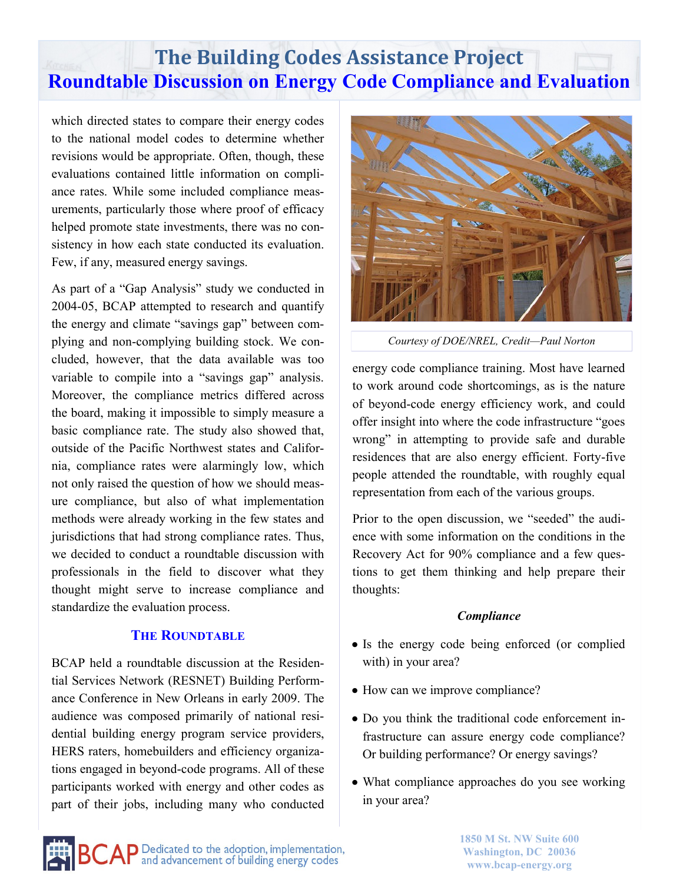which directed states to compare their energy codes to the national model codes to determine whether revisions would be appropriate. Often, though, these evaluations contained little information on compliance rates. While some included compliance measurements, particularly those where proof of efficacy helped promote state investments, there was no consistency in how each state conducted its evaluation. Few, if any, measured energy savings.

As part of a "Gap Analysis" study we conducted in 2004-05, BCAP attempted to research and quantify the energy and climate "savings gap" between complying and non-complying building stock. We concluded, however, that the data available was too variable to compile into a "savings gap" analysis. Moreover, the compliance metrics differed across the board, making it impossible to simply measure a basic compliance rate. The study also showed that, outside of the Pacific Northwest states and California, compliance rates were alarmingly low, which not only raised the question of how we should measure compliance, but also of what implementation methods were already working in the few states and jurisdictions that had strong compliance rates. Thus, we decided to conduct a roundtable discussion with professionals in the field to discover what they thought might serve to increase compliance and standardize the evaluation process.

## The Roundtable

BCAP held a roundtable discussion at the Residential Services Network (RESNET) Building Performance Conference in New Orleans in early 2009. The audience was composed primarily of national residential building energy program service providers, HERS raters, homebuilders and efficiency organizations engaged in beyond-code programs. All of these participants worked with energy and other codes as part of their jobs, including many who conducted energy code compliance training. Most have learned to work around code shortcomings, as is the nature of beyond-code energy efficiency work, and could offer insight into where the code infrastructure "goes wrong" in attempting to provide safe and durable residences that are also energy efficient. Forty-five people attended the roundtable, with roughly equal representation from each of the various groups.

*Courtesy of DOE/NREL, Credit—Paul Norton*

Prior to the open discussion, we "seeded" the audience with some information on the conditions in the Recovery Act for 90% compliance and a few questions to get them thinking and help prepare their thoughts:

### *Compliance*

- Is the energy code being enforced (or complied with) in your area?
- How can we improve compliance?
- Do you think the traditional code enforcement infrastructure can assure energy code compliance? Or building performance? Or energy savings?
- What compliance approaches do you see working in your area?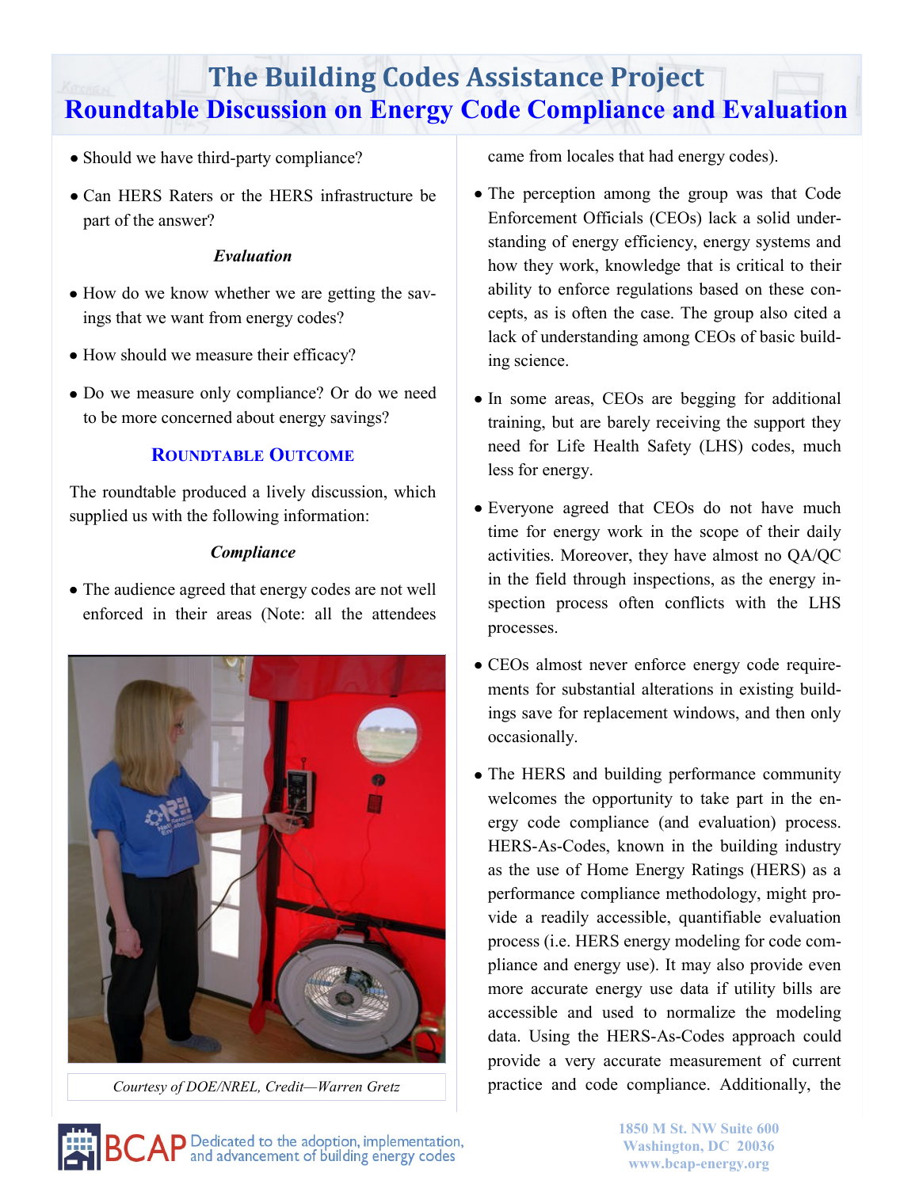# The Building Codes Assistance Project

## Roundtable Discussion on Energy Code Compliance and Evaluation

- Should we have third-party compliance?
- Can HERS Raters or the HERS infrastructure be part of the answer?

*Evaluation*

- How do we know whether we are getting the savings that we want from energy codes?
- How should we measure their efficacy?
- Do we measure only compliance? Or do we need to be more concerned about energy savings?

### Roundtable Outcome

The roundtable produced a lively discussion, which supplied us with the following information:

*Compliance*

- The audience agreed that energy codes are not well enforced in their areas (Note: all the attendees came from locales that had energy codes).

Courtesy of DOE/NREL, Credit—Warren Gretz

- The perception among the group was that Code Enforcement Officials (CEOs) lack a solid understanding of energy efficiency, energy systems and how they work, knowledge that is critical to their ability to enforce regulations based on these concepts, as is often the case. The group also cited a lack of understanding among CEOs of basic building science.
- In some areas, CEOs are begging for additional training, but are barely receiving the support they need for Life Health Safety (LHS) codes, much less for energy.
- Everyone agreed that CEOs do not have much time for energy work in the scope of their daily activities. Moreover, they have almost no QA/QC in the field through inspections, as the energy inspection process often conflicts with the LHS processes.
- CEOs almost never enforce energy code requirements for substantial alterations in existing buildings save for replacement windows, and then only occasionally.
- The HERS and building performance community welcomes the opportunity to take part in the energy code compliance (and evaluation) process. HERS-As-Codes, known in the building industry as the use of Home Energy Ratings (HERS) as a performance compliance methodology, might provide a readily accessible, quantifiable evaluation process (i.e. HERS energy modeling for code compliance and energy use). It may also provide even more accurate energy use data if utility bills are accessible and used to normalize the modeling data. Using the HERS-As-Codes approach could provide a very accurate measurement of current practice and code compliance. Additionally, the

BCAP Dedicated to the adoption, implementation, and advancement of building energy codes

1850 M St. NW Suite 600
Washington, DC 20036
www.bcap-energy.org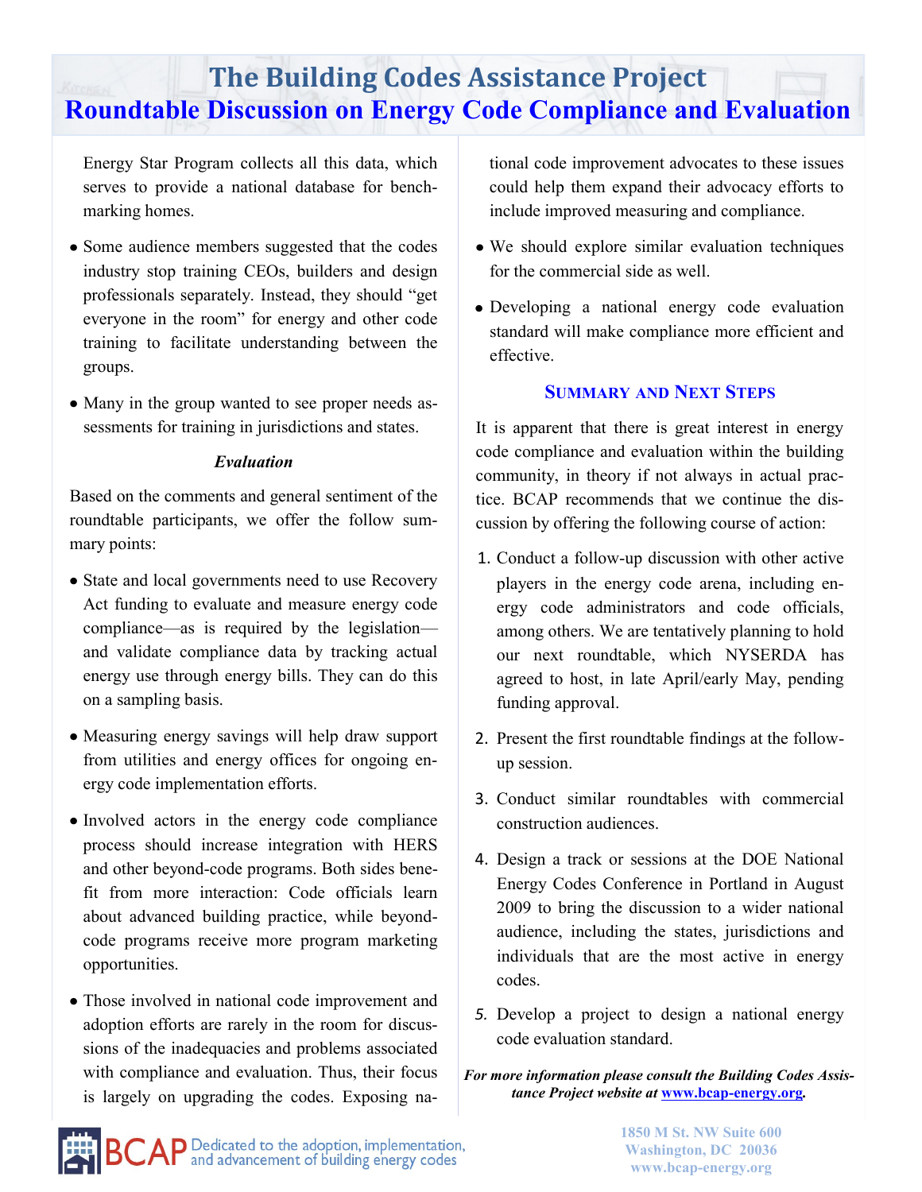Energy Star Program collects all this data, which serves to provide a national database for benchmarking homes.

- Some audience members suggested that the codes industry stop training CEOs, builders and design professionals separately. Instead, they should "get everyone in the room" for energy and other code training to facilitate understanding between the groups.
- Many in the group wanted to see proper needs assessments for training in jurisdictions and states.

### *Evaluation*

Based on the comments and general sentiment of the roundtable participants, we offer the follow summary points:

- State and local governments need to use Recovery Act funding to evaluate and measure energy code compliance—as is required by the legislation—and validate compliance data by tracking actual energy use through energy bills. They can do this on a sampling basis.
- Measuring energy savings will help draw support from utilities and energy offices for ongoing energy code implementation efforts.
- Involved actors in the energy code compliance process should increase integration with HERS and other beyond-code programs. Both sides benefit from more interaction: Code officials learn about advanced building practice, while beyond-code programs receive more program marketing opportunities.
- Those involved in national code improvement and adoption efforts are rarely in the room for discussions of the inadequacies and problems associated with compliance and evaluation. Thus, their focus is largely on upgrading the codes. Exposing national code improvement advocates to these issues could help them expand their advocacy efforts to include improved measuring and compliance.
- We should explore similar evaluation techniques for the commercial side as well.
- Developing a national energy code evaluation standard will make compliance more efficient and effective.

## Summary and Next Steps

It is apparent that there is great interest in energy code compliance and evaluation within the building community, in theory if not always in actual practice. BCAP recommends that we continue the discussion by offering the following course of action:

1. Conduct a follow-up discussion with other active players in the energy code arena, including energy code administrators and code officials, among others. We are tentatively planning to hold our next roundtable, which NYSERDA has agreed to host, in late April/early May, pending funding approval.
2. Present the first roundtable findings at the follow-up session.
3. Conduct similar roundtables with commercial construction audiences.
4. Design a track or sessions at the DOE National Energy Codes Conference in Portland in August 2009 to bring the discussion to a wider national audience, including the states, jurisdictions and individuals that are the most active in energy codes.
5. Develop a project to design a national energy code evaluation standard.

***For more information please consult the Building Codes Assistance Project website at www.bcap-energy.org.***

BCAP Dedicated to the adoption, implementation, and advancement of building energy codes

1850 M St. NW Suite 600
Washington, DC 20036
www.bcap-energy.org